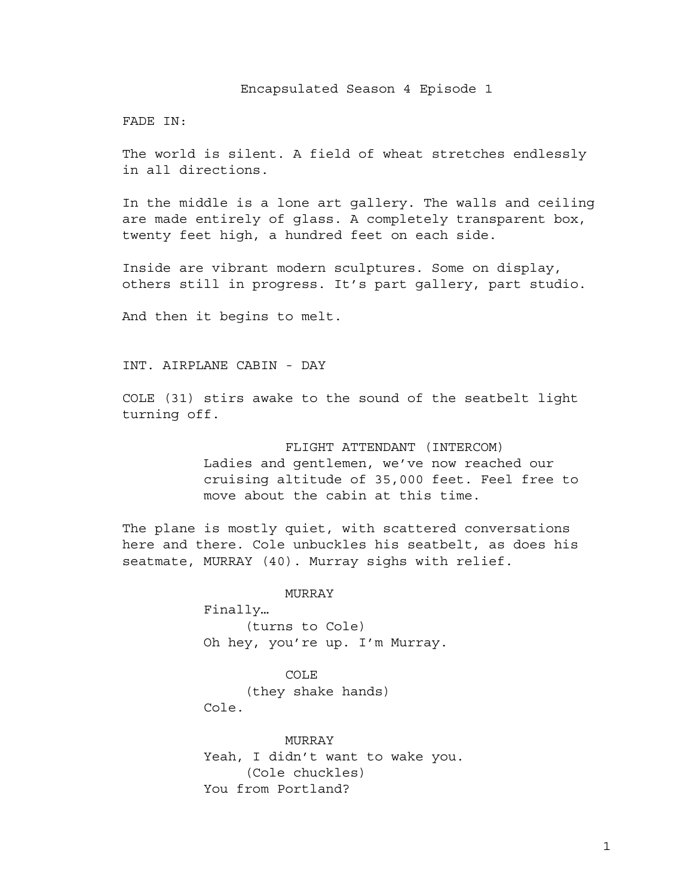# Encapsulated Season 4 Episode 1

FADE IN:

The world is silent. A field of wheat stretches endlessly in all directions.

In the middle is a lone art gallery. The walls and ceiling are made entirely of glass. A completely transparent box, twenty feet high, a hundred feet on each side.

Inside are vibrant modern sculptures. Some on display, others still in progress. It's part gallery, part studio.

And then it begins to melt.

INT. AIRPLANE CABIN - DAY

COLE (31) stirs awake to the sound of the seatbelt light turning off.

FLIGHT ATTENDANT (INTERCOM)
Ladies and gentlemen, we've now reached our cruising altitude of 35,000 feet. Feel free to move about the cabin at this time.

The plane is mostly quiet, with scattered conversations here and there. Cole unbuckles his seatbelt, as does his seatmate, MURRAY (40). Murray sighs with relief.

MURRAY
Finally…
(turns to Cole)
Oh hey, you're up. I'm Murray.

COLE
(they shake hands)
Cole.

MURRAY
Yeah, I didn't want to wake you.
(Cole chuckles)
You from Portland?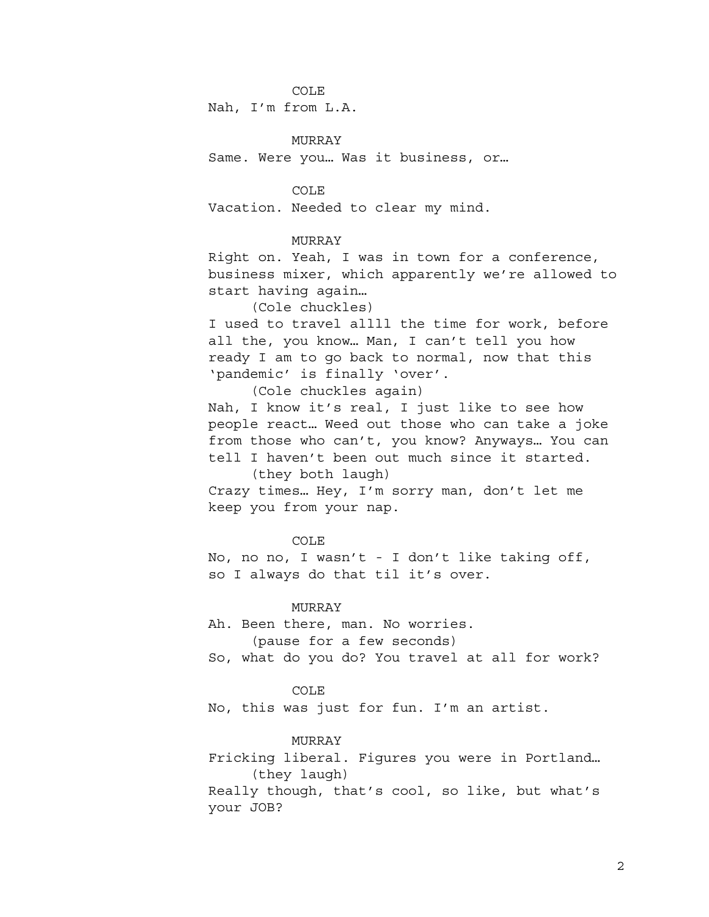COLE

Nah, I'm from L.A.

MURRAY

Same. Were you… Was it business, or…

COLE

Vacation. Needed to clear my mind.

MURRAY

Right on. Yeah, I was in town for a conference, business mixer, which apparently we're allowed to start having again…

(Cole chuckles)

I used to travel allll the time for work, before all the, you know… Man, I can't tell you how ready I am to go back to normal, now that this 'pandemic' is finally 'over'.

(Cole chuckles again)

Nah, I know it's real, I just like to see how people react… Weed out those who can take a joke from those who can't, you know? Anyways… You can tell I haven't been out much since it started.

(they both laugh)

Crazy times… Hey, I'm sorry man, don't let me keep you from your nap.

COLE

No, no no, I wasn't - I don't like taking off, so I always do that til it's over.

MURRAY

Ah. Been there, man. No worries.

(pause for a few seconds)

So, what do you do? You travel at all for work?

COLE

No, this was just for fun. I'm an artist.

MURRAY

Fricking liberal. Figures you were in Portland…

(they laugh)

Really though, that's cool, so like, but what's your JOB?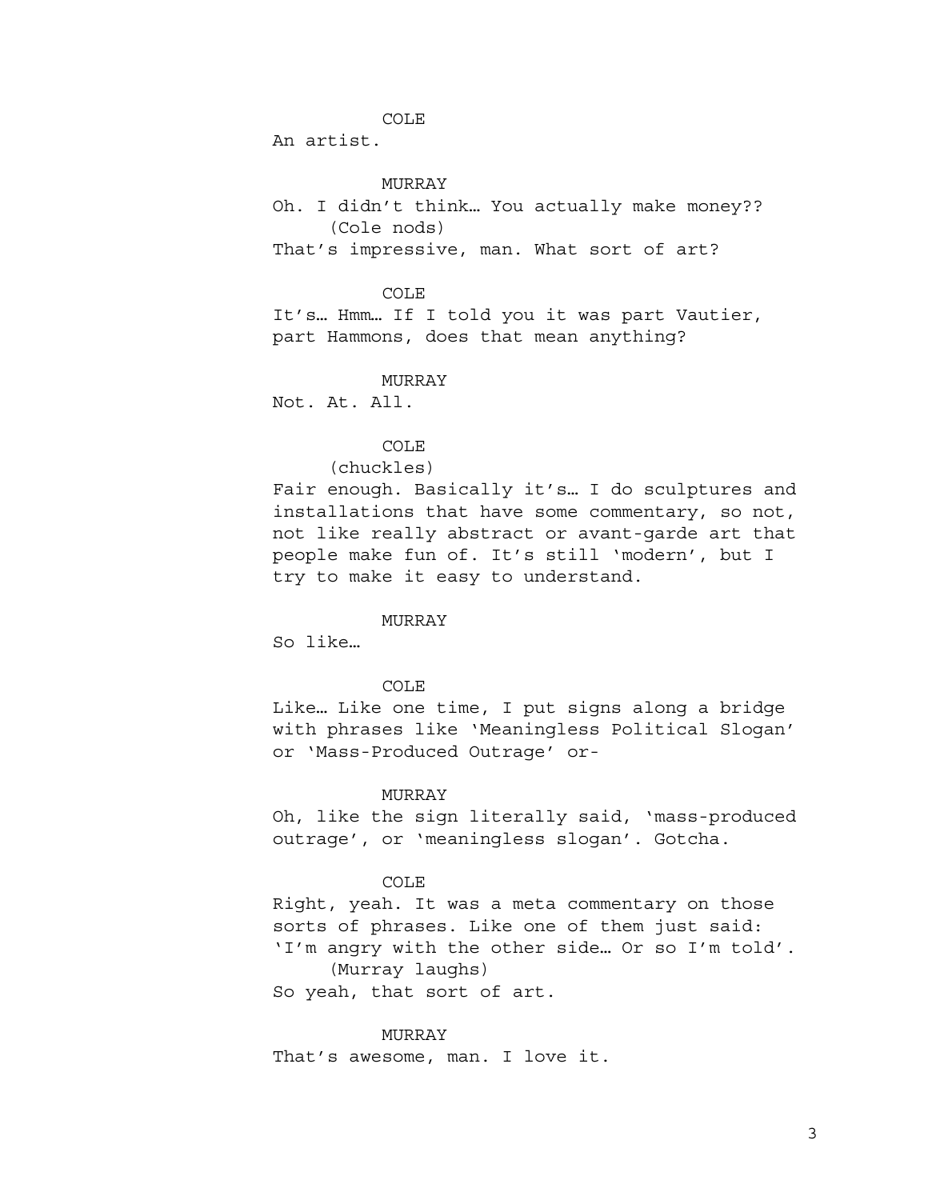COLE

An artist.

MURRAY

Oh. I didn't think… You actually make money??

(Cole nods)

That's impressive, man. What sort of art?

COLE

It's… Hmm… If I told you it was part Vautier, part Hammons, does that mean anything?

MURRAY

Not. At. All.

COLE

(chuckles)

Fair enough. Basically it's… I do sculptures and installations that have some commentary, so not, not like really abstract or avant-garde art that people make fun of. It's still 'modern', but I try to make it easy to understand.

MURRAY

So like…

COLE

Like… Like one time, I put signs along a bridge with phrases like 'Meaningless Political Slogan' or 'Mass-Produced Outrage' or-

MURRAY

Oh, like the sign literally said, 'mass-produced outrage', or 'meaningless slogan'. Gotcha.

COLE

Right, yeah. It was a meta commentary on those sorts of phrases. Like one of them just said: 'I'm angry with the other side… Or so I'm told'.

(Murray laughs)

So yeah, that sort of art.

MURRAY

That's awesome, man. I love it.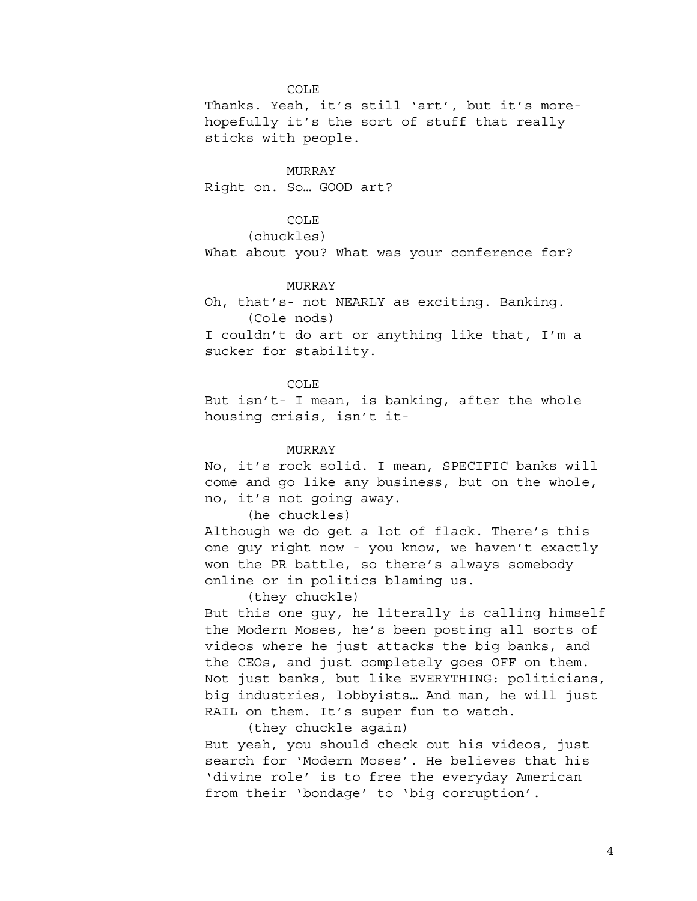COLE

Thanks. Yeah, it's still 'art', but it's more- hopefully it's the sort of stuff that really sticks with people.

MURRAY

Right on. So… GOOD art?

COLE

(chuckles)

What about you? What was your conference for?

MURRAY

Oh, that's- not NEARLY as exciting. Banking.

(Cole nods)

I couldn't do art or anything like that, I'm a sucker for stability.

COLE

But isn't- I mean, is banking, after the whole housing crisis, isn't it-

MURRAY

No, it's rock solid. I mean, SPECIFIC banks will come and go like any business, but on the whole, no, it's not going away.

(he chuckles)

Although we do get a lot of flack. There's this one guy right now - you know, we haven't exactly won the PR battle, so there's always somebody online or in politics blaming us.

(they chuckle)

But this one guy, he literally is calling himself the Modern Moses, he's been posting all sorts of videos where he just attacks the big banks, and the CEOs, and just completely goes OFF on them. Not just banks, but like EVERYTHING: politicians, big industries, lobbyists… And man, he will just RAIL on them. It's super fun to watch.

(they chuckle again)

But yeah, you should check out his videos, just search for 'Modern Moses'. He believes that his 'divine role' is to free the everyday American from their 'bondage' to 'big corruption'.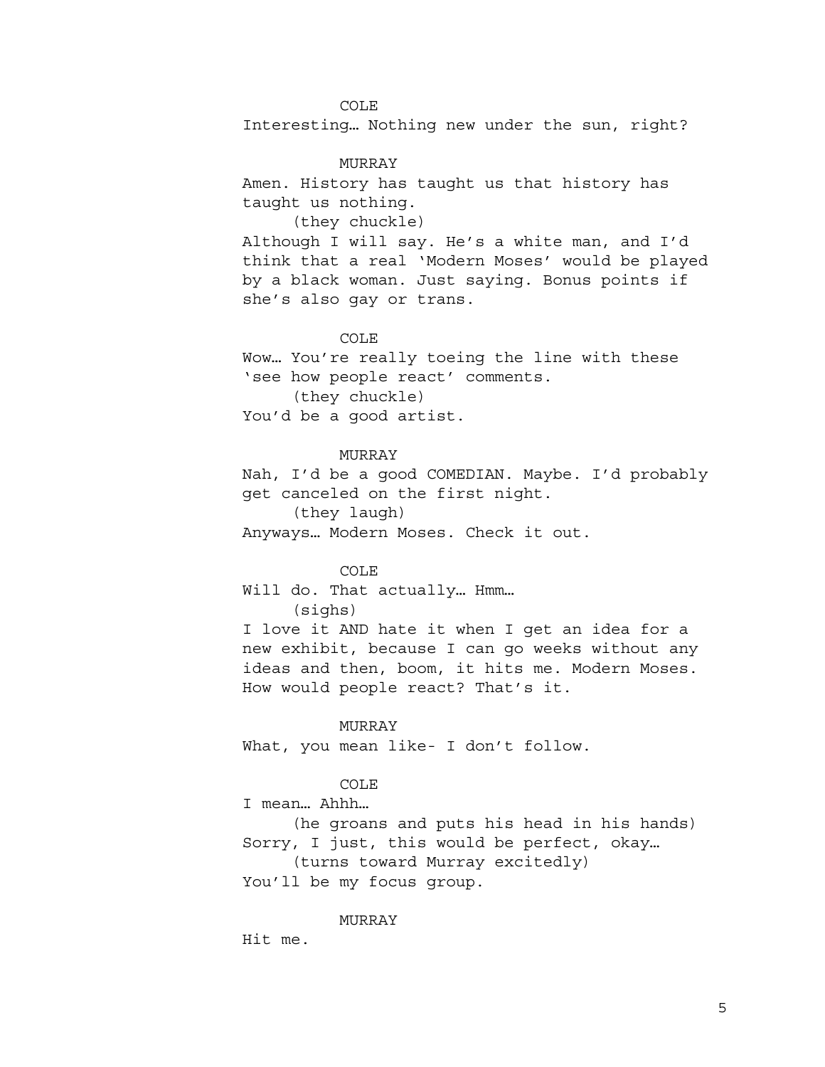COLE

Interesting… Nothing new under the sun, right?

MURRAY

Amen. History has taught us that history has taught us nothing.

(they chuckle)

Although I will say. He's a white man, and I'd think that a real 'Modern Moses' would be played by a black woman. Just saying. Bonus points if she's also gay or trans.

COLE

Wow… You're really toeing the line with these 'see how people react' comments.

(they chuckle)

You'd be a good artist.

MURRAY

Nah, I'd be a good COMEDIAN. Maybe. I'd probably get canceled on the first night.

(they laugh)

Anyways… Modern Moses. Check it out.

COLE

Will do. That actually… Hmm…

(sighs)

I love it AND hate it when I get an idea for a new exhibit, because I can go weeks without any ideas and then, boom, it hits me. Modern Moses. How would people react? That's it.

MURRAY

What, you mean like- I don't follow.

COLE

I mean… Ahhh…

(he groans and puts his head in his hands)

Sorry, I just, this would be perfect, okay…

(turns toward Murray excitedly)

You'll be my focus group.

MURRAY

Hit me.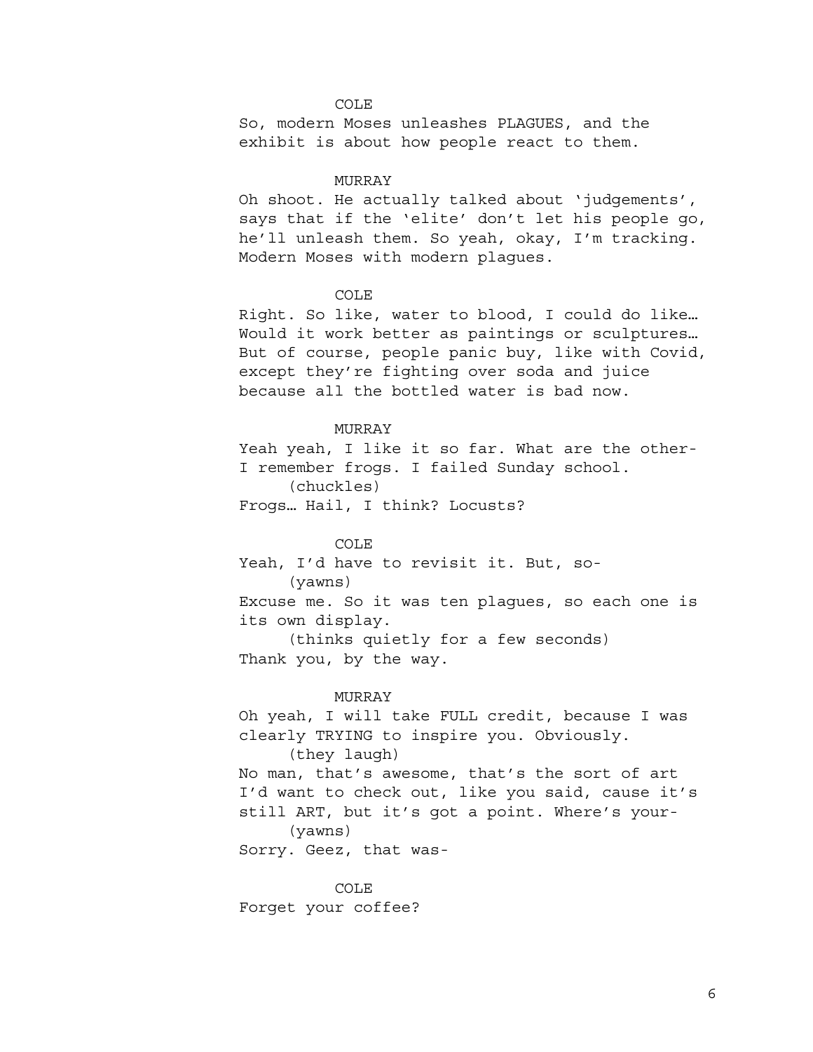COLE

So, modern Moses unleashes PLAGUES, and the exhibit is about how people react to them.

MURRAY

Oh shoot. He actually talked about ‘judgements’, says that if the ‘elite’ don’t let his people go, he’ll unleash them. So yeah, okay, I’m tracking. Modern Moses with modern plagues.

COLE

Right. So like, water to blood, I could do like… Would it work better as paintings or sculptures… But of course, people panic buy, like with Covid, except they’re fighting over soda and juice because all the bottled water is bad now.

MURRAY

Yeah yeah, I like it so far. What are the other- I remember frogs. I failed Sunday school.

(chuckles)

Frogs… Hail, I think? Locusts?

COLE

Yeah, I’d have to revisit it. But, so-

(yawns)

Excuse me. So it was ten plagues, so each one is its own display.

(thinks quietly for a few seconds)

Thank you, by the way.

MURRAY

Oh yeah, I will take FULL credit, because I was clearly TRYING to inspire you. Obviously.

(they laugh)

No man, that’s awesome, that’s the sort of art I’d want to check out, like you said, cause it’s still ART, but it’s got a point. Where’s your-

(yawns)

Sorry. Geez, that was-

COLE

Forget your coffee?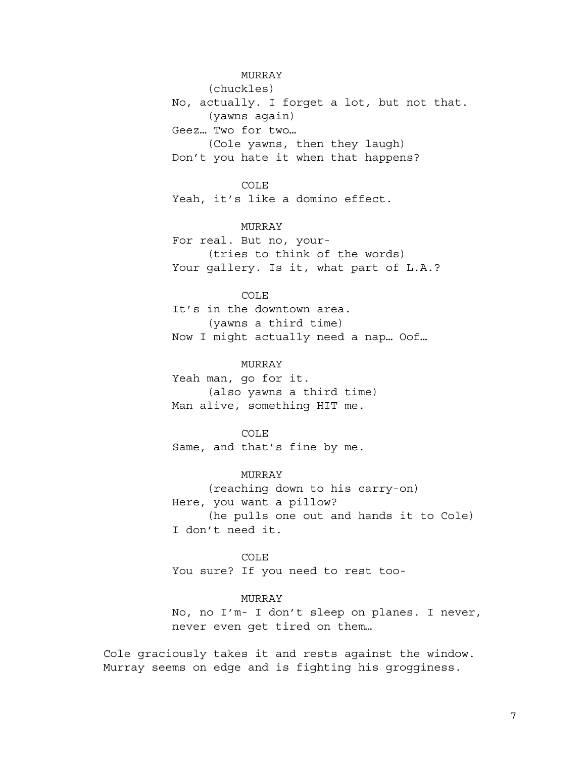MURRAY
(chuckles)
No, actually. I forget a lot, but not that.
(yawns again)
Geez… Two for two…
(Cole yawns, then they laugh)
Don't you hate it when that happens?

COLE
Yeah, it's like a domino effect.

MURRAY
For real. But no, your-
(tries to think of the words)
Your gallery. Is it, what part of L.A.?

COLE
It's in the downtown area.
(yawns a third time)
Now I might actually need a nap… Oof…

MURRAY
Yeah man, go for it.
(also yawns a third time)
Man alive, something HIT me.

COLE
Same, and that's fine by me.

MURRAY
(reaching down to his carry-on)
Here, you want a pillow?
(he pulls one out and hands it to Cole)
I don't need it.

COLE
You sure? If you need to rest too-

MURRAY
No, no I'm- I don't sleep on planes. I never, never even get tired on them…

Cole graciously takes it and rests against the window. Murray seems on edge and is fighting his grogginess.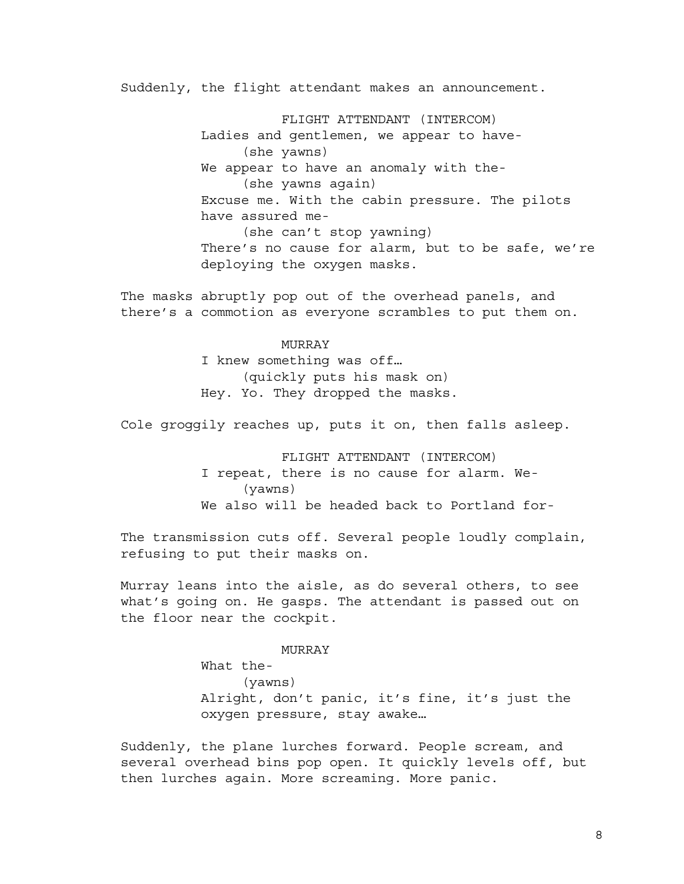Suddenly, the flight attendant makes an announcement.

FLIGHT ATTENDANT (INTERCOM)
Ladies and gentlemen, we appear to have-
(she yawns)
We appear to have an anomaly with the-
(she yawns again)
Excuse me. With the cabin pressure. The pilots have assured me-
(she can't stop yawning)
There's no cause for alarm, but to be safe, we're deploying the oxygen masks.

The masks abruptly pop out of the overhead panels, and there's a commotion as everyone scrambles to put them on.

MURRAY
I knew something was off…
(quickly puts his mask on)
Hey. Yo. They dropped the masks.

Cole groggily reaches up, puts it on, then falls asleep.

FLIGHT ATTENDANT (INTERCOM)
I repeat, there is no cause for alarm. We-
(yawns)
We also will be headed back to Portland for-

The transmission cuts off. Several people loudly complain, refusing to put their masks on.

Murray leans into the aisle, as do several others, to see what's going on. He gasps. The attendant is passed out on the floor near the cockpit.

MURRAY
What the-
(yawns)
Alright, don't panic, it's fine, it's just the oxygen pressure, stay awake…

Suddenly, the plane lurches forward. People scream, and several overhead bins pop open. It quickly levels off, but then lurches again. More screaming. More panic.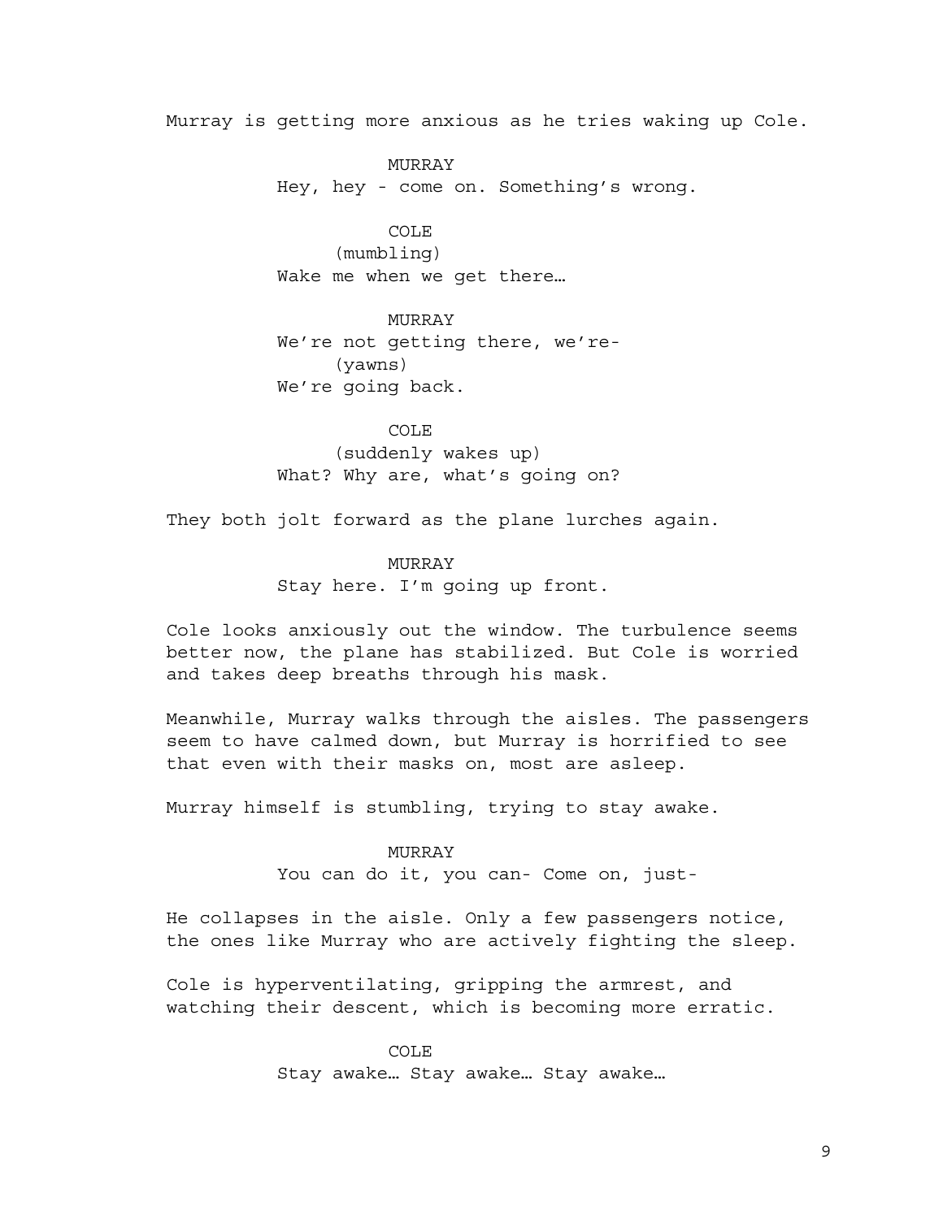Murray is getting more anxious as he tries waking up Cole.

MURRAY
Hey, hey - come on. Something's wrong.

COLE
(mumbling)
Wake me when we get there…

MURRAY
We're not getting there, we're-
(yawns)
We're going back.

COLE
(suddenly wakes up)
What? Why are, what's going on?

They both jolt forward as the plane lurches again.

MURRAY
Stay here. I'm going up front.

Cole looks anxiously out the window. The turbulence seems better now, the plane has stabilized. But Cole is worried and takes deep breaths through his mask.

Meanwhile, Murray walks through the aisles. The passengers seem to have calmed down, but Murray is horrified to see that even with their masks on, most are asleep.

Murray himself is stumbling, trying to stay awake.

MURRAY
You can do it, you can- Come on, just-

He collapses in the aisle. Only a few passengers notice, the ones like Murray who are actively fighting the sleep.

Cole is hyperventilating, gripping the armrest, and watching their descent, which is becoming more erratic.

COLE
Stay awake… Stay awake… Stay awake…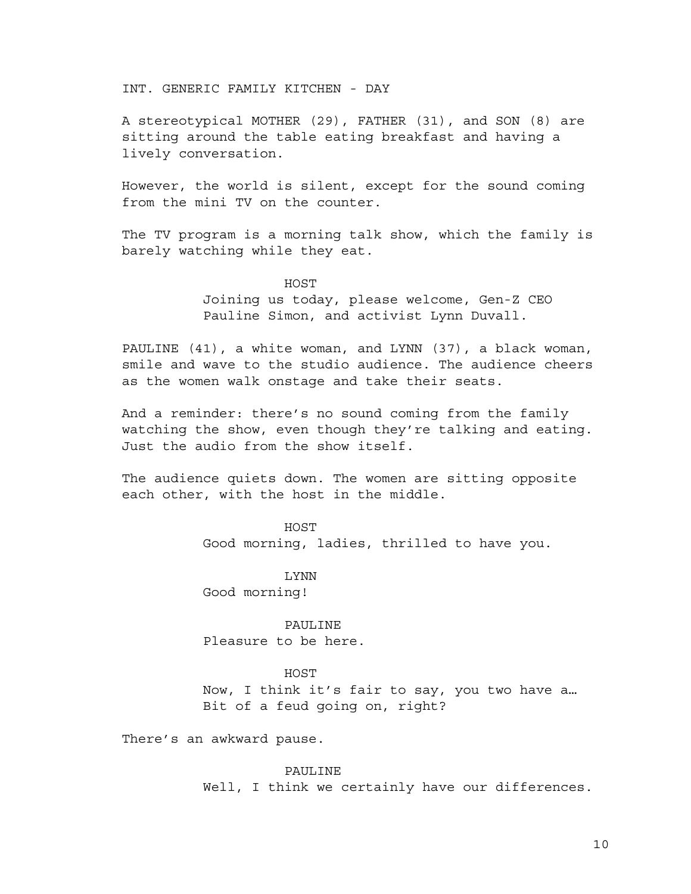INT. GENERIC FAMILY KITCHEN - DAY

A stereotypical MOTHER (29), FATHER (31), and SON (8) are sitting around the table eating breakfast and having a lively conversation.

However, the world is silent, except for the sound coming from the mini TV on the counter.

The TV program is a morning talk show, which the family is barely watching while they eat.

HOST
Joining us today, please welcome, Gen-Z CEO Pauline Simon, and activist Lynn Duvall.

PAULINE (41), a white woman, and LYNN (37), a black woman, smile and wave to the studio audience. The audience cheers as the women walk onstage and take their seats.

And a reminder: there's no sound coming from the family watching the show, even though they're talking and eating. Just the audio from the show itself.

The audience quiets down. The women are sitting opposite each other, with the host in the middle.

HOST
Good morning, ladies, thrilled to have you.

LYNN
Good morning!

PAULINE
Pleasure to be here.

HOST
Now, I think it's fair to say, you two have a… Bit of a feud going on, right?

There's an awkward pause.

PAULINE
Well, I think we certainly have our differences.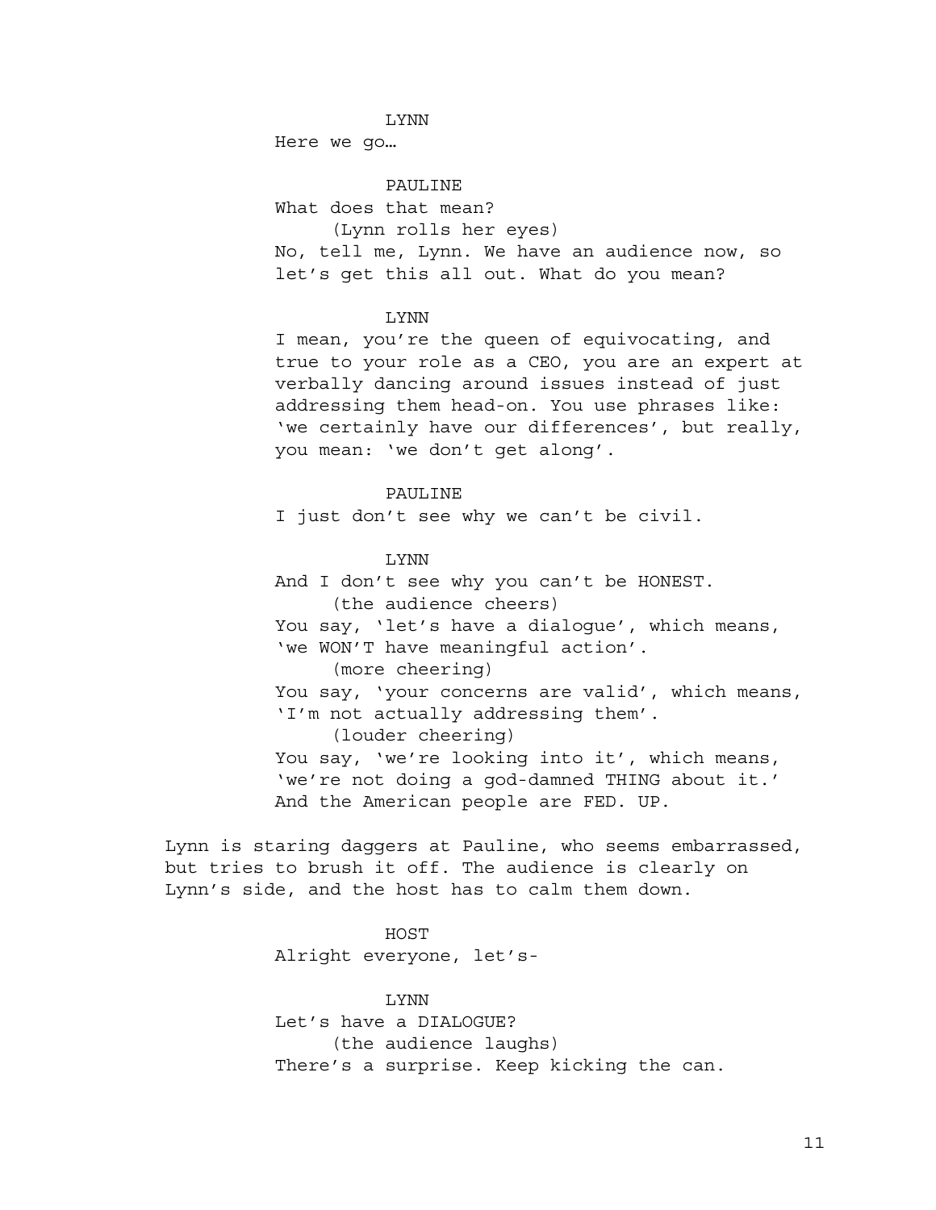LYNN

Here we go…

PAULINE

What does that mean?

(Lynn rolls her eyes)

No, tell me, Lynn. We have an audience now, so let's get this all out. What do you mean?

LYNN

I mean, you're the queen of equivocating, and true to your role as a CEO, you are an expert at verbally dancing around issues instead of just addressing them head-on. You use phrases like: 'we certainly have our differences', but really, you mean: 'we don't get along'.

PAULINE

I just don't see why we can't be civil.

LYNN

And I don't see why you can't be HONEST.

(the audience cheers)

You say, 'let's have a dialogue', which means, 'we WON'T have meaningful action'.

(more cheering)

You say, 'your concerns are valid', which means, 'I'm not actually addressing them'.

(louder cheering)

You say, 'we're looking into it', which means, 'we're not doing a god-damned THING about it.' And the American people are FED. UP.

Lynn is staring daggers at Pauline, who seems embarrassed, but tries to brush it off. The audience is clearly on Lynn's side, and the host has to calm them down.

HOST

Alright everyone, let's-

LYNN

Let's have a DIALOGUE?

(the audience laughs)

There's a surprise. Keep kicking the can.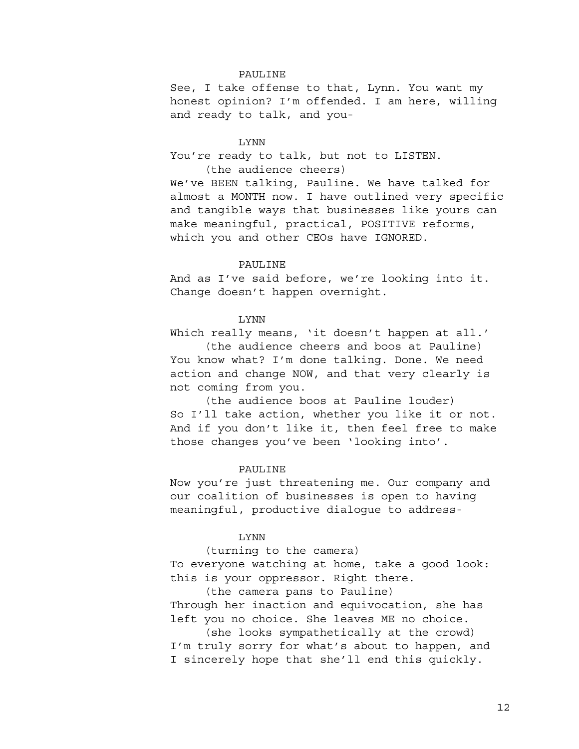PAULINE

See, I take offense to that, Lynn. You want my honest opinion? I'm offended. I am here, willing and ready to talk, and you-

LYNN

You're ready to talk, but not to LISTEN.

(the audience cheers)

We've BEEN talking, Pauline. We have talked for almost a MONTH now. I have outlined very specific and tangible ways that businesses like yours can make meaningful, practical, POSITIVE reforms, which you and other CEOs have IGNORED.

PAULINE

And as I've said before, we're looking into it. Change doesn't happen overnight.

LYNN

Which really means, 'it doesn't happen at all.'

(the audience cheers and boos at Pauline)

You know what? I'm done talking. Done. We need action and change NOW, and that very clearly is not coming from you.

(the audience boos at Pauline louder)

So I'll take action, whether you like it or not. And if you don't like it, then feel free to make those changes you've been 'looking into'.

PAULINE

Now you're just threatening me. Our company and our coalition of businesses is open to having meaningful, productive dialogue to address-

LYNN

(turning to the camera)

To everyone watching at home, take a good look: this is your oppressor. Right there.

(the camera pans to Pauline)

Through her inaction and equivocation, she has left you no choice. She leaves ME no choice.

(she looks sympathetically at the crowd)

I'm truly sorry for what's about to happen, and I sincerely hope that she'll end this quickly.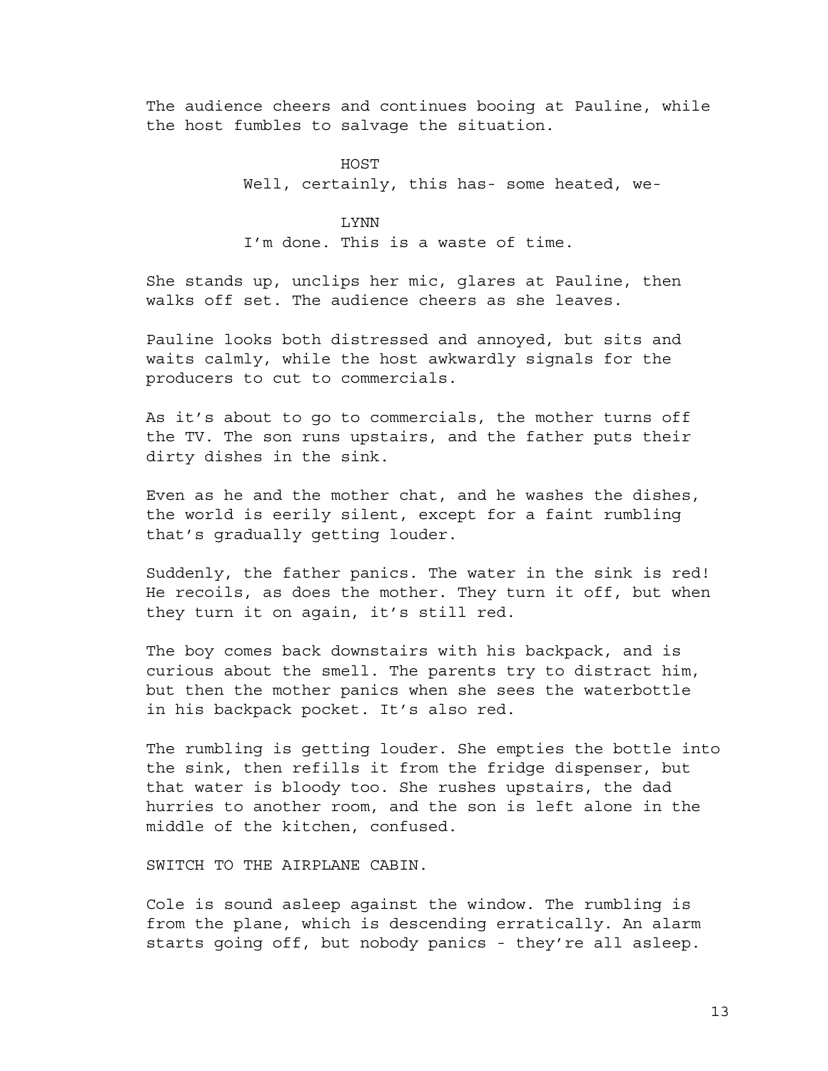The audience cheers and continues booing at Pauline, while the host fumbles to salvage the situation.

HOST

Well, certainly, this has- some heated, we-

LYNN

I’m done. This is a waste of time.

She stands up, unclips her mic, glares at Pauline, then walks off set. The audience cheers as she leaves.

Pauline looks both distressed and annoyed, but sits and waits calmly, while the host awkwardly signals for the producers to cut to commercials.

As it’s about to go to commercials, the mother turns off the TV. The son runs upstairs, and the father puts their dirty dishes in the sink.

Even as he and the mother chat, and he washes the dishes, the world is eerily silent, except for a faint rumbling that’s gradually getting louder.

Suddenly, the father panics. The water in the sink is red! He recoils, as does the mother. They turn it off, but when they turn it on again, it’s still red.

The boy comes back downstairs with his backpack, and is curious about the smell. The parents try to distract him, but then the mother panics when she sees the waterbottle in his backpack pocket. It’s also red.

The rumbling is getting louder. She empties the bottle into the sink, then refills it from the fridge dispenser, but that water is bloody too. She rushes upstairs, the dad hurries to another room, and the son is left alone in the middle of the kitchen, confused.

SWITCH TO THE AIRPLANE CABIN.

Cole is sound asleep against the window. The rumbling is from the plane, which is descending erratically. An alarm starts going off, but nobody panics - they’re all asleep.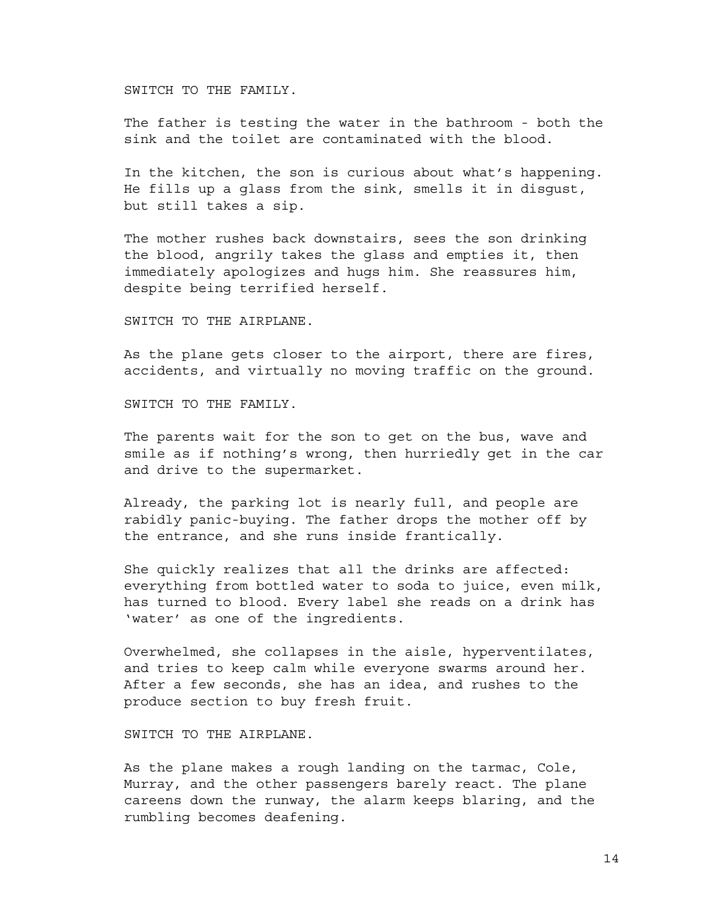SWITCH TO THE FAMILY.

The father is testing the water in the bathroom - both the sink and the toilet are contaminated with the blood.

In the kitchen, the son is curious about what's happening. He fills up a glass from the sink, smells it in disgust, but still takes a sip.

The mother rushes back downstairs, sees the son drinking the blood, angrily takes the glass and empties it, then immediately apologizes and hugs him. She reassures him, despite being terrified herself.

SWITCH TO THE AIRPLANE.

As the plane gets closer to the airport, there are fires, accidents, and virtually no moving traffic on the ground.

SWITCH TO THE FAMILY.

The parents wait for the son to get on the bus, wave and smile as if nothing's wrong, then hurriedly get in the car and drive to the supermarket.

Already, the parking lot is nearly full, and people are rabidly panic-buying. The father drops the mother off by the entrance, and she runs inside frantically.

She quickly realizes that all the drinks are affected: everything from bottled water to soda to juice, even milk, has turned to blood. Every label she reads on a drink has 'water' as one of the ingredients.

Overwhelmed, she collapses in the aisle, hyperventilates, and tries to keep calm while everyone swarms around her. After a few seconds, she has an idea, and rushes to the produce section to buy fresh fruit.

SWITCH TO THE AIRPLANE.

As the plane makes a rough landing on the tarmac, Cole, Murray, and the other passengers barely react. The plane careens down the runway, the alarm keeps blaring, and the rumbling becomes deafening.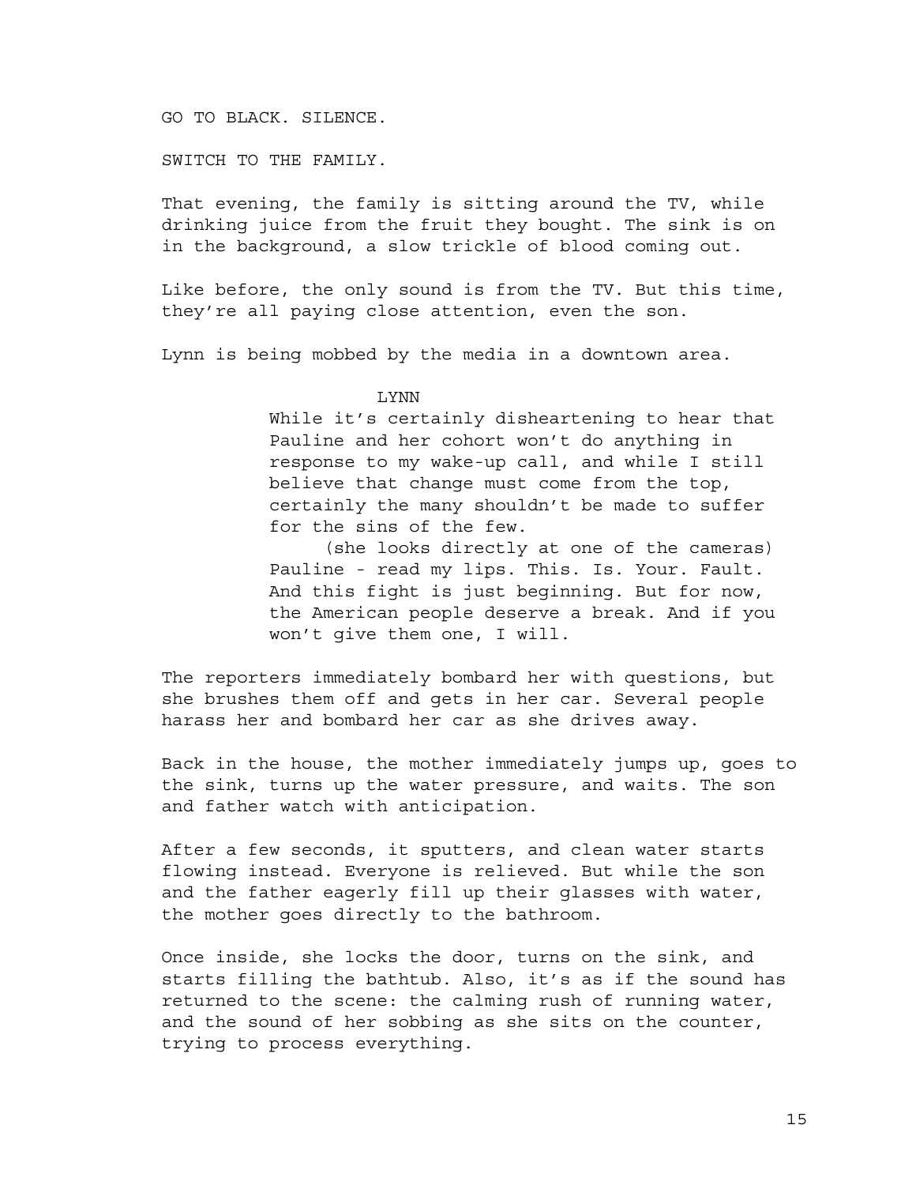GO TO BLACK. SILENCE.

SWITCH TO THE FAMILY.

That evening, the family is sitting around the TV, while drinking juice from the fruit they bought. The sink is on in the background, a slow trickle of blood coming out.

Like before, the only sound is from the TV. But this time, they're all paying close attention, even the son.

Lynn is being mobbed by the media in a downtown area.

LYNN

While it's certainly disheartening to hear that Pauline and her cohort won't do anything in response to my wake-up call, and while I still believe that change must come from the top, certainly the many shouldn't be made to suffer for the sins of the few.

(she looks directly at one of the cameras)

Pauline - read my lips. This. Is. Your. Fault. And this fight is just beginning. But for now, the American people deserve a break. And if you won't give them one, I will.

The reporters immediately bombard her with questions, but she brushes them off and gets in her car. Several people harass her and bombard her car as she drives away.

Back in the house, the mother immediately jumps up, goes to the sink, turns up the water pressure, and waits. The son and father watch with anticipation.

After a few seconds, it sputters, and clean water starts flowing instead. Everyone is relieved. But while the son and the father eagerly fill up their glasses with water, the mother goes directly to the bathroom.

Once inside, she locks the door, turns on the sink, and starts filling the bathtub. Also, it's as if the sound has returned to the scene: the calming rush of running water, and the sound of her sobbing as she sits on the counter, trying to process everything.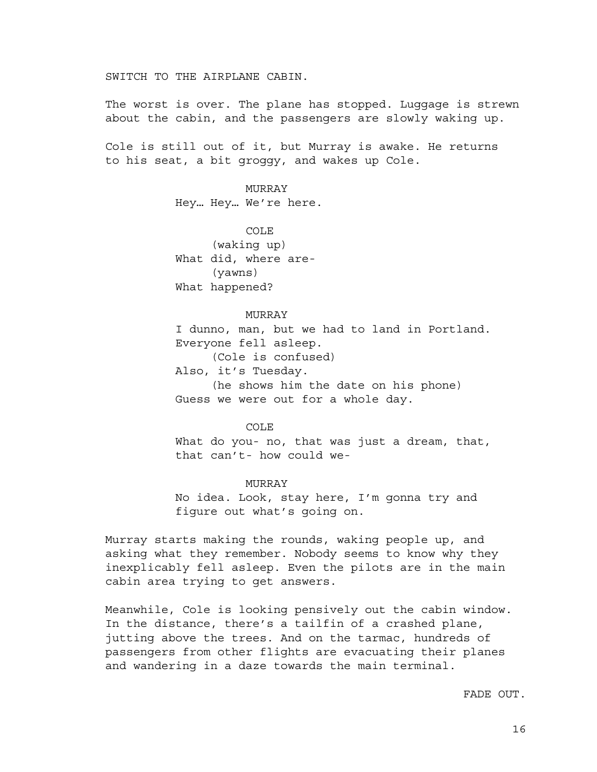SWITCH TO THE AIRPLANE CABIN.

The worst is over. The plane has stopped. Luggage is strewn about the cabin, and the passengers are slowly waking up.

Cole is still out of it, but Murray is awake. He returns to his seat, a bit groggy, and wakes up Cole.

MURRAY

Hey… Hey… We're here.

COLE

(waking up)

What did, where are-

(yawns)

What happened?

MURRAY

I dunno, man, but we had to land in Portland. Everyone fell asleep.

(Cole is confused)

Also, it's Tuesday.

(he shows him the date on his phone)

Guess we were out for a whole day.

COLE

What do you- no, that was just a dream, that, that can't- how could we-

MURRAY

No idea. Look, stay here, I'm gonna try and figure out what's going on.

Murray starts making the rounds, waking people up, and asking what they remember. Nobody seems to know why they inexplicably fell asleep. Even the pilots are in the main cabin area trying to get answers.

Meanwhile, Cole is looking pensively out the cabin window. In the distance, there's a tailfin of a crashed plane, jutting above the trees. And on the tarmac, hundreds of passengers from other flights are evacuating their planes and wandering in a daze towards the main terminal.

FADE OUT.